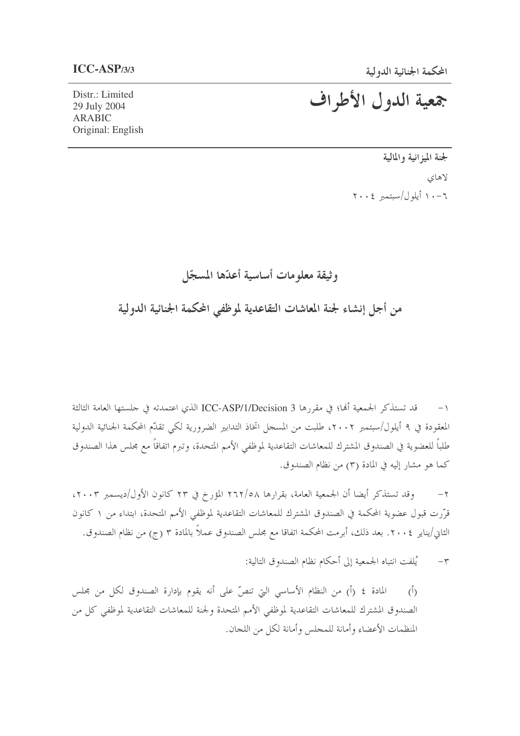ICC-ASP/3/3

المحكمة الجنائية الدولية

Distr.: Limited
29 July 2004
ARABIC
Original: English

# جمعية الدول الأطراف

لجنة الميزانية والمالية

لاهاي

٦-١٠ أيلول/سبتمبر ٢٠٠٤

## وثيقة معلومات أساسية أعدّها المسجّل

## من أجل إنشاء لجنة المعاشات التقاعدية لموظفي المحكمة الجنائية الدولية

١- قد تستذكر الجمعية أنها؛ في مقررها ICC-ASP/1/Decision 3 الذي اعتمدته في جلستها العامة الثالثة المعقودة في ٩ أيلول/سبتمبر ٢٠٠٢، طلبت من المسجل اتخاذ التدابير الضرورية لكي تقدّم المحكمة الجنائية الدولية طلباً للعضوية في الصندوق المشترك للمعاشات التقاعدية لموظفي الأمم المتحدة، وتبرم اتفاقاً مع مجلس هذا الصندوق كما هو مشار إليه في المادة (٣) من نظام الصندوق.

٢- وقد تستذكر أيضا أن الجمعية العامة، بقرارها ٢٦٢/٥٨ المؤرخ في ٢٣ كانون الأول/ديسمبر ٢٠٠٣، قرّرت قبول عضوية المحكمة في الصندوق المشترك للمعاشات التقاعدية لموظفي الأمم المتحدة، ابتداء من ١ كانون الثاني/يناير ٢٠٠٤. بعد ذلك، أبرمت المحكمة اتفاقا مع مجلس الصندوق عملاً بالمادة ٣ (ج) من نظام الصندوق.

٣- يُلفت انتباه الجمعية إلى أحكام نظام الصندوق التالية:

(أ) المادة ٤ (أ) من النظام الأساسي التي تنصّ على أنه يقوم بإدارة الصندوق لكل من مجلس الصندوق المشترك للمعاشات التقاعدية لموظفي الأمم المتحدة ولجنة للمعاشات التقاعدية لموظفي كل من المنظمات الأعضاء وأمانة للمجلس وأمانة لكل من اللجان.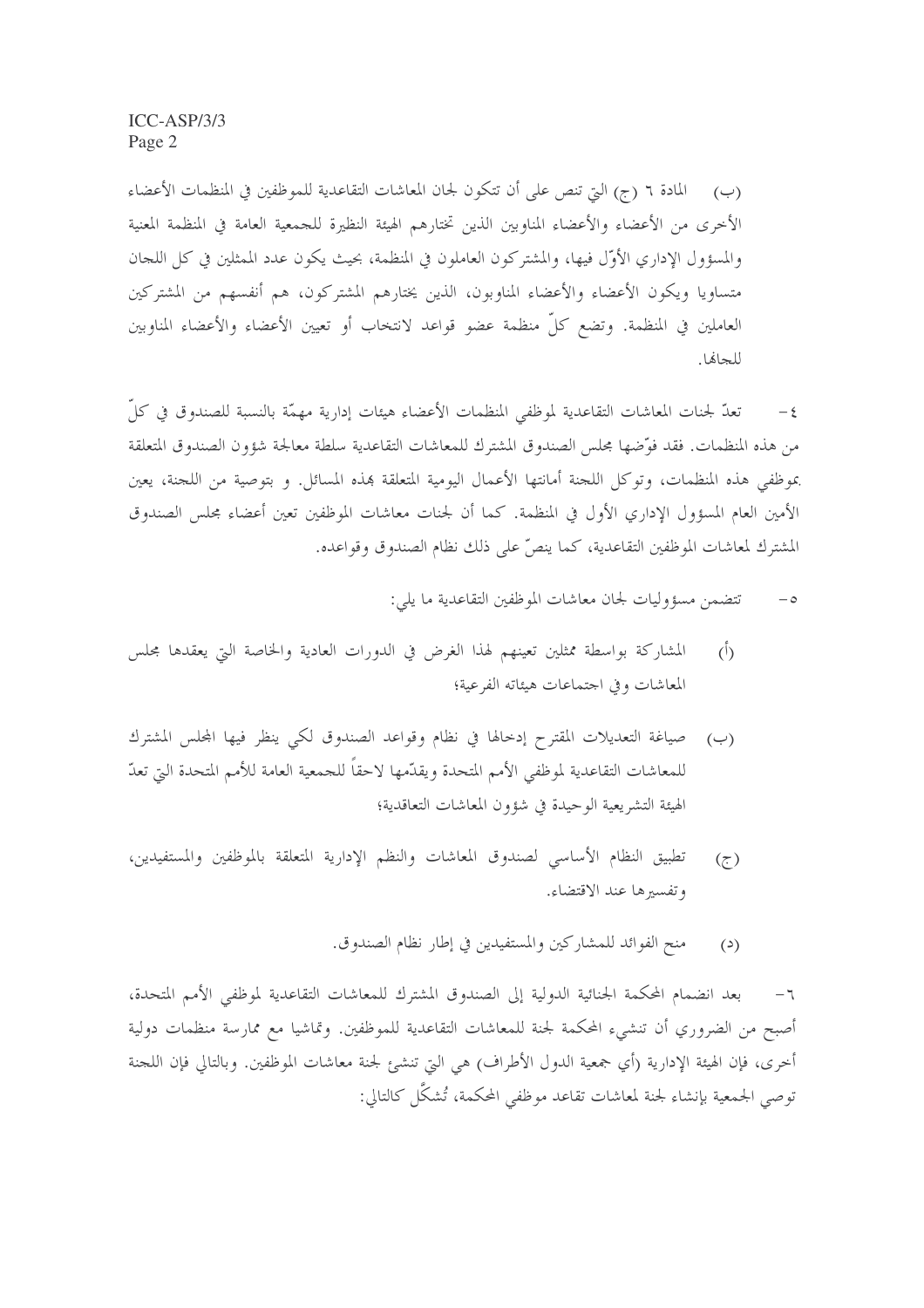(ب) المادة ٦ (ج) التي تنص على أن تتكون لجان المعاشات التقاعدية للموظفين في المنظمات الأعضاء الأخرى من الأعضاء والأعضاء المناوبين الذين تختارهم الهيئة النظيرة للجمعية العامة في المنظمة المعنية والمسؤول الإداري الأوّل فيها، والمشتركون العاملون في المنظمة، بحيث يكون عدد الممثلين في كل اللجان متساويا ويكون الأعضاء والأعضاء المناوبون، الذين يختارهم المشتركون، هم أنفسهم من المشتركين العاملين في المنظمة. وتضع كلّ منظمة عضو قواعد لانتخاب أو تعيين الأعضاء والأعضاء المناوبين للجانها.

٤- تعدّ لجنات المعاشات التقاعدية لموظفي المنظمات الأعضاء هيئات إدارية مهمّة بالنسبة للصندوق في كلّ من هذه المنظمات. فقد فوّضها مجلس الصندوق المشترك للمعاشات التقاعدية سلطة معالجة شؤون الصندوق المتعلقة بموظفي هذه المنظمات، وتوكل اللجنة أمانتها الأعمال اليومية المتعلقة بهذه المسائل. و بتوصية من اللجنة، يعين الأمين العام المسؤول الإداري الأول في المنظمة. كما أن لجنات معاشات الموظفين تعين أعضاء مجلس الصندوق المشترك لمعاشات الموظفين التقاعدية، كما ينصّ على ذلك نظام الصندوق وقواعده.

٥- تتضمن مسؤوليات لجان معاشات الموظفين التقاعدية ما يلي:

(أ) المشاركة بواسطة ممثلين تعينهم لهذا الغرض في الدورات العادية والخاصة التي يعقدها مجلس المعاشات وفي اجتماعات هيئاته الفرعية؛

(ب) صياغة التعديلات المقترح إدخالها في نظام وقواعد الصندوق لكي ينظر فيها المجلس المشترك للمعاشات التقاعدية لموظفي الأمم المتحدة ويقدّمها لاحقاً للجمعية العامة للأمم المتحدة التي تعدّ الهيئة التشريعية الوحيدة في شؤون المعاشات التعاقدية؛

(ج) تطبيق النظام الأساسي لصندوق المعاشات والنظم الإدارية المتعلقة بالموظفين والمستفيدين، وتفسيرها عند الاقتضاء.

(د) منح الفوائد للمشاركين والمستفيدين في إطار نظام الصندوق.

٦- بعد انضمام المحكمة الجنائية الدولية إلى الصندوق المشترك للمعاشات التقاعدية لموظفي الأمم المتحدة، أصبح من الضروري أن تنشيء المحكمة لجنة للمعاشات التقاعدية للموظفين. وتماشيا مع ممارسة منظمات دولية أخرى، فإن الهيئة الإدارية (أي جمعية الدول الأطراف) هي التي تنشئ لجنة معاشات الموظفين. وبالتالي فإن اللجنة توصي الجمعية بإنشاء لجنة لمعاشات تقاعد موظفي المحكمة، تُشكّل كالتالي: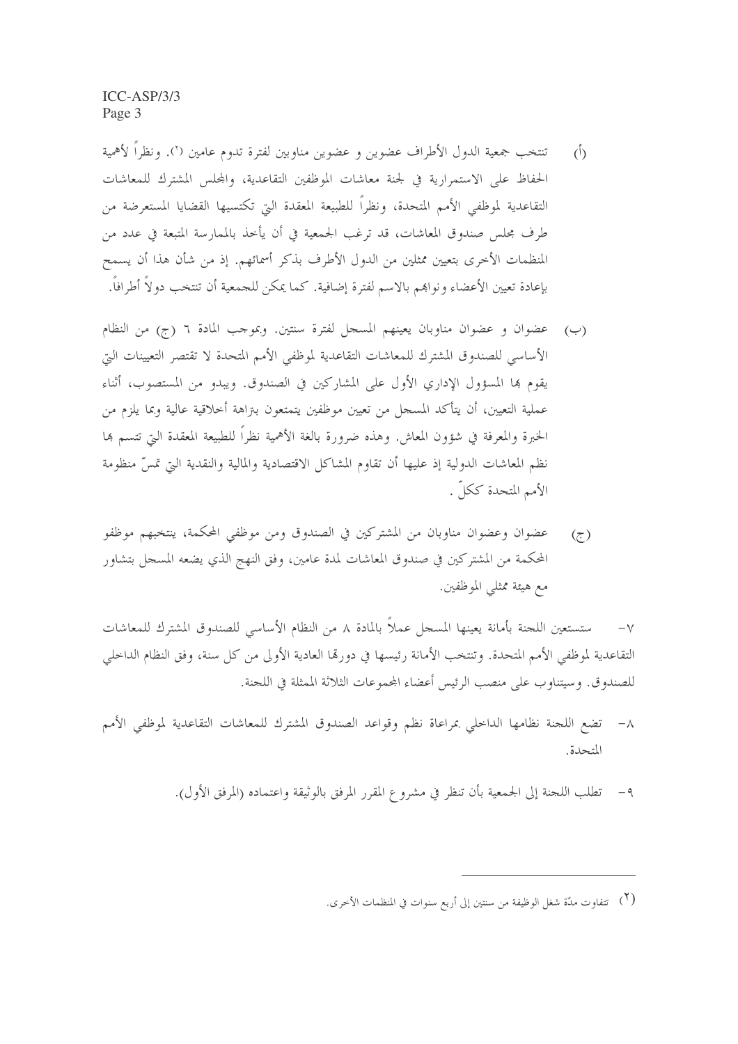(أ) تنتخب جمعية الدول الأطراف عضوين و عضوين مناوبين لفترة تدوم عامين [٢]. ونظراً لأهمية الحفاظ على الاستمرارية في لجنة معاشات الموظفين التقاعدية، والمجلس المشترك للمعاشات التقاعدية لموظفي الأمم المتحدة، ونظراً للطبيعة المعقدة التي تكتسيها القضايا المستعرضة من طرف مجلس صندوق المعاشات، قد ترغب الجمعية في أن يأخذ بالممارسة المتبعة في عدد من المنظمات الأخرى بتعيين ممثلين من الدول الأطراف بذكر أسمائهم. إذ من شأن هذا أن يسمح بإعادة تعيين الأعضاء ونوابهم بالاسم لفترة إضافية. كما يمكن للجمعية أن تنتخب دولاً أطرافاً.

(ب) عضوان و عضوان مناوبان يعينهم المسجل لفترة سنتين. وبموجب المادة ٦ (ج) من النظام الأساسي للصندوق المشترك للمعاشات التقاعدية لموظفي الأمم المتحدة لا تقتصر التعيينات التي يقوم بها المسؤول الإداري الأول على المشاركين في الصندوق. ويبدو من المستصوب، أثناء عملية التعيين، أن يتأكد المسجل من تعيين موظفين يتمتعون بتراهة أخلاقية عالية وبما يلزم من الخبرة والمعرفة في شؤون المعاش. وهذه ضرورة بالغة الأهمية نظراً للطبيعة المعقدة التي تتسم بها نظم المعاشات الدولية إذ عليها أن تقاوم المشاكل الاقتصادية والمالية والنقدية التي تمسّ منظومة الأمم المتحدة ككلّ.

(ج) عضوان وعضوان مناوبان من المشتركين في الصندوق ومن موظفي المحكمة، ينتخبهم موظفو المحكمة من المشتركين في صندوق المعاشات لمدة عامين، وفق النهج الذي يضعه المسجل بتشاور مع هيئة ممثلي الموظفين.

٧- ستستعين اللجنة بأمانة يعينها المسجل عملاً بالمادة ٨ من النظام الأساسي للصندوق المشترك للمعاشات التقاعدية لموظفي الأمم المتحدة. وتنتخب الأمانة رئيسها في دورتها العادية الأولى من كل سنة، وفق النظام الداخلي للصندوق. وسيتناوب على منصب الرئيس أعضاء المجموعات الثلاثة الممثلة في اللجنة.

٨- تضع اللجنة نظامها الداخلي بمراعاة نظم وقواعد الصندوق المشترك للمعاشات التقاعدية لموظفي الأمم المتحدة.

٩- تطلب اللجنة إلى الجمعية بأن تنظر في مشروع المقرر المرفق بالوثيقة واعتماده (المرفق الأول).

---

[٢] تتفاوت مدّة شغل الوظيفة من سنتين إلى أربع سنوات في المنظمات الأخرى.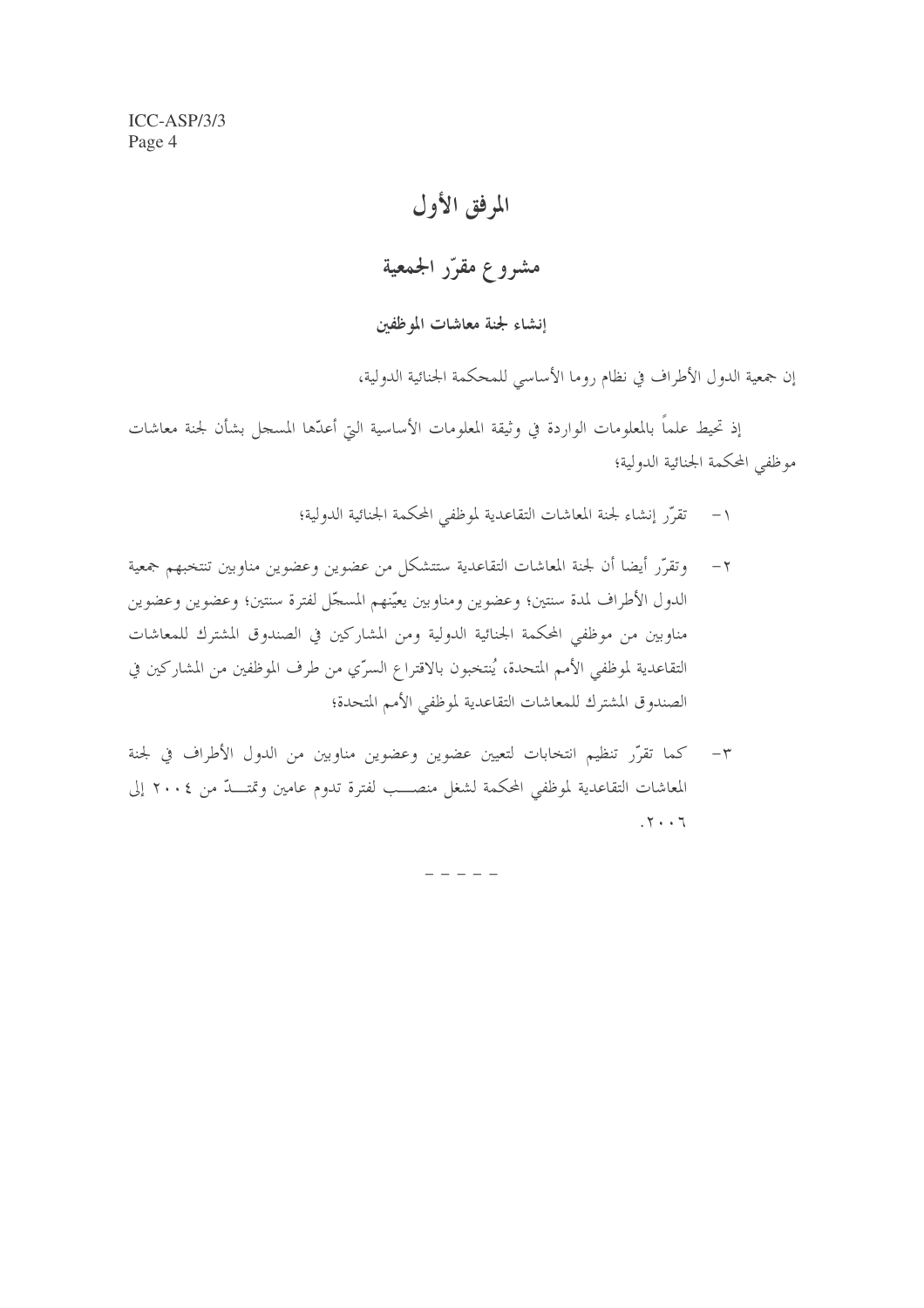# المرفق الأول

## مشروع مقرّر الجمعية

### إنشاء لجنة معاشات الموظفين

إن جمعية الدول الأطراف في نظام روما الأساسي للمحكمة الجنائية الدولية،

إذ تحيط علماً بالمعلومات الواردة في وثيقة المعلومات الأساسية التي أعدّها المسجل بشأن لجنة معاشات موظفي المحكمة الجنائية الدولية؛

١- تقرّر إنشاء لجنة المعاشات التقاعدية لموظفي المحكمة الجنائية الدولية؛

٢- وتقرّر أيضا أن لجنة المعاشات التقاعدية ستتشكل من عضوين وعضوين مناوبين تنتخبهم جمعية الدول الأطراف لمدة سنتين؛ وعضوين ومناوبين يعيّنهم المسجّل لفترة سنتين؛ وعضوين وعضوين مناوبين من موظفي المحكمة الجنائية الدولية ومن المشاركين في الصندوق المشترك للمعاشات التقاعدية لموظفي الأمم المتحدة، يُنتخبون بالاقتراع السرّي من طرف الموظفين من المشاركين في الصندوق المشترك للمعاشات التقاعدية لموظفي الأمم المتحدة؛

٣- كما تقرّر تنظيم انتخابات لتعيين عضوين وعضوين مناوبين من الدول الأطراف في لجنة المعاشات التقاعدية لموظفي المحكمة لشغل منصب لفترة تدوم عامين وتمتدّ من ٢٠٠٤ إلى ٢٠٠٦.

- - - - -